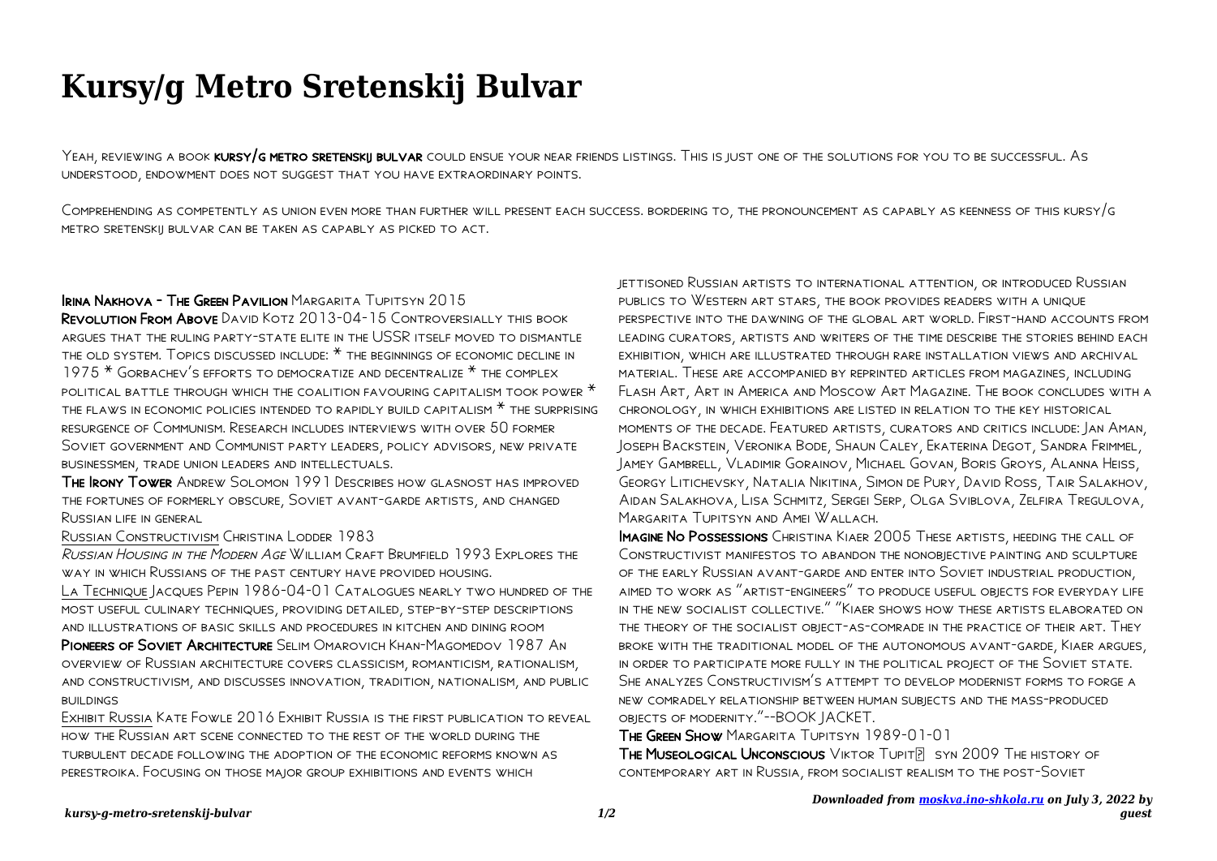# Kursy/g Metro Sretenskij Bulvar

Yeah, reviewing a book **kursy/g metro sretenskij bulvar** could ensue your near friends listings. This is just one of the solutions for you to be successful. As understood, endowment does not suggest that you have extraordinary points.

Comprehending as competently as union even more than further will present each success. bordering to, the pronouncement as capably as keenness of this kursy/g metro sretenskij bulvar can be taken as capably as picked to act.

**Irina Nakhova - The Green Pavilion** Margarita Tupitsyn 2015

**Revolution From Above** David Kotz 2013-04-15 Controversially this book argues that the ruling party-state elite in the USSR itself moved to dismantle the old system. Topics discussed include: * the beginnings of economic decline in 1975 * Gorbachev's efforts to democratize and decentralize * the complex political battle through which the coalition favouring capitalism took power * the flaws in economic policies intended to rapidly build capitalism * the surprising resurgence of Communism. Research includes interviews with over 50 former Soviet government and Communist party leaders, policy advisors, new private businessmen, trade union leaders and intellectuals.

**The Irony Tower** Andrew Solomon 1991 Describes how glasnost has improved the fortunes of formerly obscure, Soviet avant-garde artists, and changed Russian life in general

**Russian Constructivism** Christina Lodder 1983

**Russian Housing in the Modern Age** William Craft Brumfield 1993 Explores the way in which Russians of the past century have provided housing.

**La Technique** Jacques Pepin 1986-04-01 Catalogues nearly two hundred of the most useful culinary techniques, providing detailed, step-by-step descriptions and illustrations of basic skills and procedures in kitchen and dining room

**Pioneers of Soviet Architecture** Selim Omarovich Khan-Magomedov 1987 An overview of Russian architecture covers classicism, romanticism, rationalism, and constructivism, and discusses innovation, tradition, nationalism, and public buildings

**Exhibit Russia** Kate Fowle 2016 Exhibit Russia is the first publication to reveal how the Russian art scene connected to the rest of the world during the turbulent decade following the adoption of the economic reforms known as perestroika. Focusing on those major group exhibitions and events which jettisoned Russian artists to international attention, or introduced Russian publics to Western art stars, the book provides readers with a unique perspective into the dawning of the global art world. First-hand accounts from leading curators, artists and writers of the time describe the stories behind each exhibition, which are illustrated through rare installation views and archival material. These are accompanied by reprinted articles from magazines, including Flash Art, Art in America and Moscow Art Magazine. The book concludes with a chronology, in which exhibitions are listed in relation to the key historical moments of the decade. Featured artists, curators and critics include: Jan Aman, Joseph Backstein, Veronika Bode, Shaun Caley, Ekaterina Degot, Sandra Frimmel, Jamey Gambrell, Vladimir Gorainov, Michael Govan, Boris Groys, Alanna Heiss, Georgy Litichevsky, Natalia Nikitina, Simon de Pury, David Ross, Tair Salakhov, Aidan Salakhova, Lisa Schmitz, Sergei Serp, Olga Sviblova, Zelfira Tregulova, Margarita Tupitsyn and Amei Wallach.

**Imagine No Possessions** Christina Kiaer 2005 These artists, heeding the call of Constructivist manifestos to abandon the nonobjective painting and sculpture of the early Russian avant-garde and enter into Soviet industrial production, aimed to work as "artist-engineers" to produce useful objects for everyday life in the new socialist collective." "Kiaer shows how these artists elaborated on the theory of the socialist object-as-comrade in the practice of their art. They broke with the traditional model of the autonomous avant-garde, Kiaer argues, in order to participate more fully in the political project of the Soviet state. She analyzes Constructivism's attempt to develop modernist forms to forge a new comradely relationship between human subjects and the mass-produced objects of modernity."--BOOK JACKET.

**The Green Show** Margarita Tupitsyn 1989-01-01

**The Museological Unconscious** Viktor Tupit� syn 2009 The history of contemporary art in Russia, from socialist realism to the post-Soviet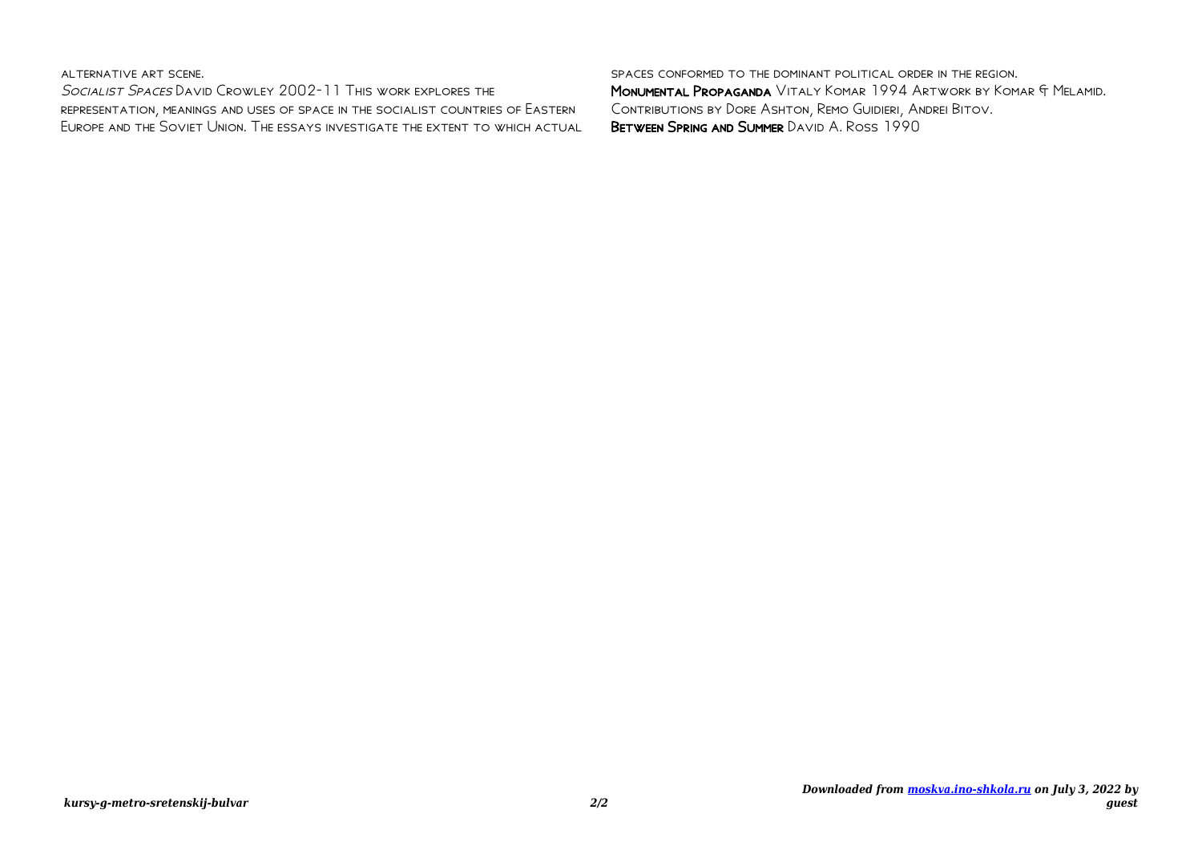alternative art scene.

*Socialist Spaces* David Crowley 2002-11 This work explores the representation, meanings and uses of space in the socialist countries of Eastern Europe and the Soviet Union. The essays investigate the extent to which actual spaces conformed to the dominant political order in the region.

**Monumental Propaganda** Vitaly Komar 1994 Artwork by Komar & Melamid. Contributions by Dore Ashton, Remo Guidieri, Andrei Bitov.

**Between Spring and Summer** David A. Ross 1990